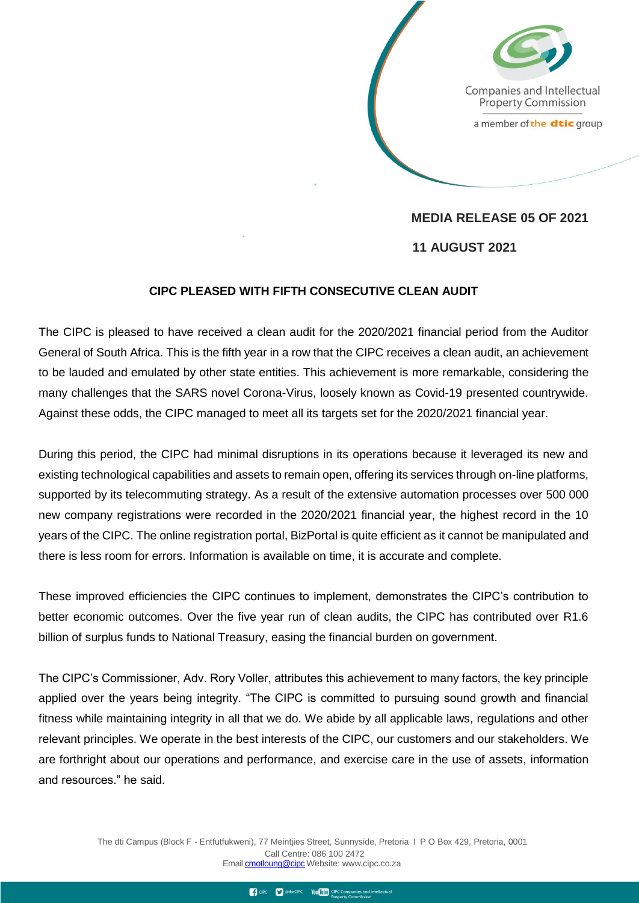Companies and Intellectual Property Commission

a member of the dtic group

**MEDIA RELEASE 05 OF 2021**

**11 AUGUST 2021**

## CIPC PLEASED WITH FIFTH CONSECUTIVE CLEAN AUDIT

The CIPC is pleased to have received a clean audit for the 2020/2021 financial period from the Auditor General of South Africa. This is the fifth year in a row that the CIPC receives a clean audit, an achievement to be lauded and emulated by other state entities. This achievement is more remarkable, considering the many challenges that the SARS novel Corona-Virus, loosely known as Covid-19 presented countrywide. Against these odds, the CIPC managed to meet all its targets set for the 2020/2021 financial year.

During this period, the CIPC had minimal disruptions in its operations because it leveraged its new and existing technological capabilities and assets to remain open, offering its services through on-line platforms, supported by its telecommuting strategy. As a result of the extensive automation processes over 500 000 new company registrations were recorded in the 2020/2021 financial year, the highest record in the 10 years of the CIPC. The online registration portal, BizPortal is quite efficient as it cannot be manipulated and there is less room for errors. Information is available on time, it is accurate and complete.

These improved efficiencies the CIPC continues to implement, demonstrates the CIPC's contribution to better economic outcomes. Over the five year run of clean audits, the CIPC has contributed over R1.6 billion of surplus funds to National Treasury, easing the financial burden on government.

The CIPC's Commissioner, Adv. Rory Voller, attributes this achievement to many factors, the key principle applied over the years being integrity. "The CIPC is committed to pursuing sound growth and financial fitness while maintaining integrity in all that we do. We abide by all applicable laws, regulations and other relevant principles. We operate in the best interests of the CIPC, our customers and our stakeholders. We are forthright about our operations and performance, and exercise care in the use of assets, information and resources." he said.

The dti Campus (Block F - Entfutfukweni), 77 Meintjies Street, Sunnyside, Pretoria I P O Box 429, Pretoria, 0001
Call Centre: 086 100 2472
Email cmotloung@cipc Website: www.cipc.co.za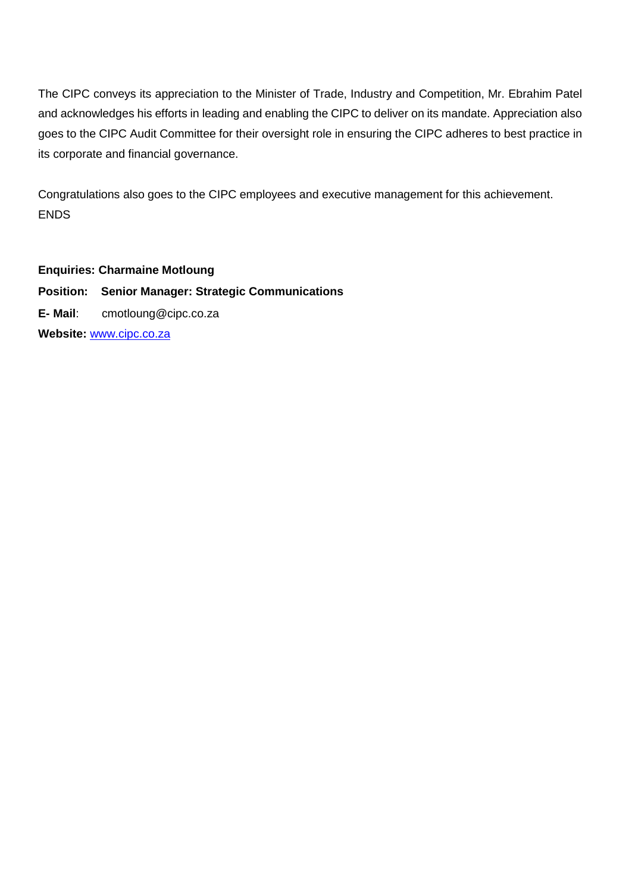The CIPC conveys its appreciation to the Minister of Trade, Industry and Competition, Mr. Ebrahim Patel and acknowledges his efforts in leading and enabling the CIPC to deliver on its mandate. Appreciation also goes to the CIPC Audit Committee for their oversight role in ensuring the CIPC adheres to best practice in its corporate and financial governance.

Congratulations also goes to the CIPC employees and executive management for this achievement.
ENDS

**Enquiries: Charmaine Motloung**

**Position: Senior Manager: Strategic Communications**

**E- Mail**: cmotloung@cipc.co.za

**Website:** www.cipc.co.za